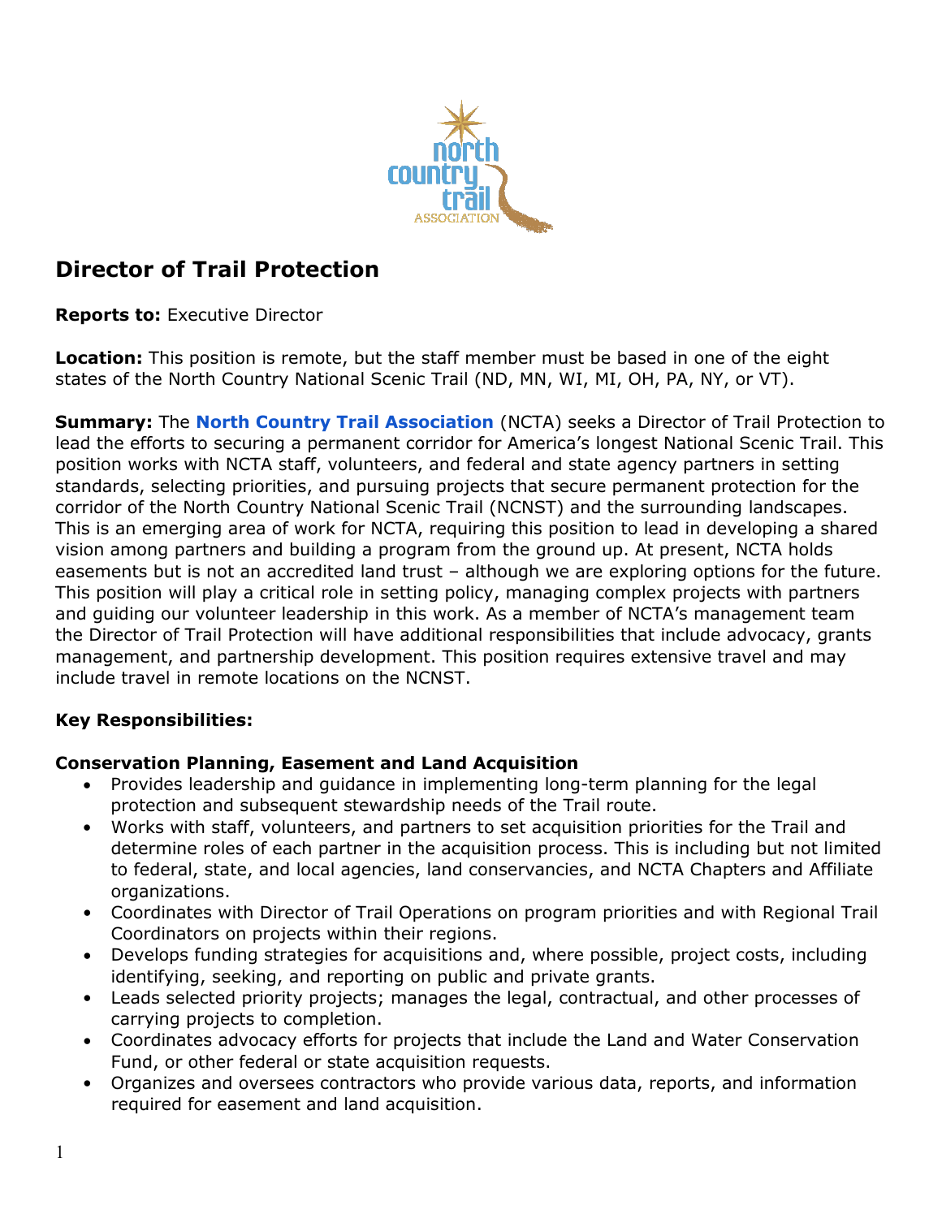# Director of Trail Protection

**Reports to:** Executive Director

**Location:** This position is remote, but the staff member must be based in one of the eight states of the North Country National Scenic Trail (ND, MN, WI, MI, OH, PA, NY, or VT).

**Summary:** The **North Country Trail Association** (NCTA) seeks a Director of Trail Protection to lead the efforts to securing a permanent corridor for America's longest National Scenic Trail. This position works with NCTA staff, volunteers, and federal and state agency partners in setting standards, selecting priorities, and pursuing projects that secure permanent protection for the corridor of the North Country National Scenic Trail (NCNST) and the surrounding landscapes. This is an emerging area of work for NCTA, requiring this position to lead in developing a shared vision among partners and building a program from the ground up. At present, NCTA holds easements but is not an accredited land trust – although we are exploring options for the future. This position will play a critical role in setting policy, managing complex projects with partners and guiding our volunteer leadership in this work. As a member of NCTA's management team the Director of Trail Protection will have additional responsibilities that include advocacy, grants management, and partnership development. This position requires extensive travel and may include travel in remote locations on the NCNST.

## Key Responsibilities:

### Conservation Planning, Easement and Land Acquisition

- Provides leadership and guidance in implementing long-term planning for the legal protection and subsequent stewardship needs of the Trail route.
- Works with staff, volunteers, and partners to set acquisition priorities for the Trail and determine roles of each partner in the acquisition process. This is including but not limited to federal, state, and local agencies, land conservancies, and NCTA Chapters and Affiliate organizations.
- Coordinates with Director of Trail Operations on program priorities and with Regional Trail Coordinators on projects within their regions.
- Develops funding strategies for acquisitions and, where possible, project costs, including identifying, seeking, and reporting on public and private grants.
- Leads selected priority projects; manages the legal, contractual, and other processes of carrying projects to completion.
- Coordinates advocacy efforts for projects that include the Land and Water Conservation Fund, or other federal or state acquisition requests.
- Organizes and oversees contractors who provide various data, reports, and information required for easement and land acquisition.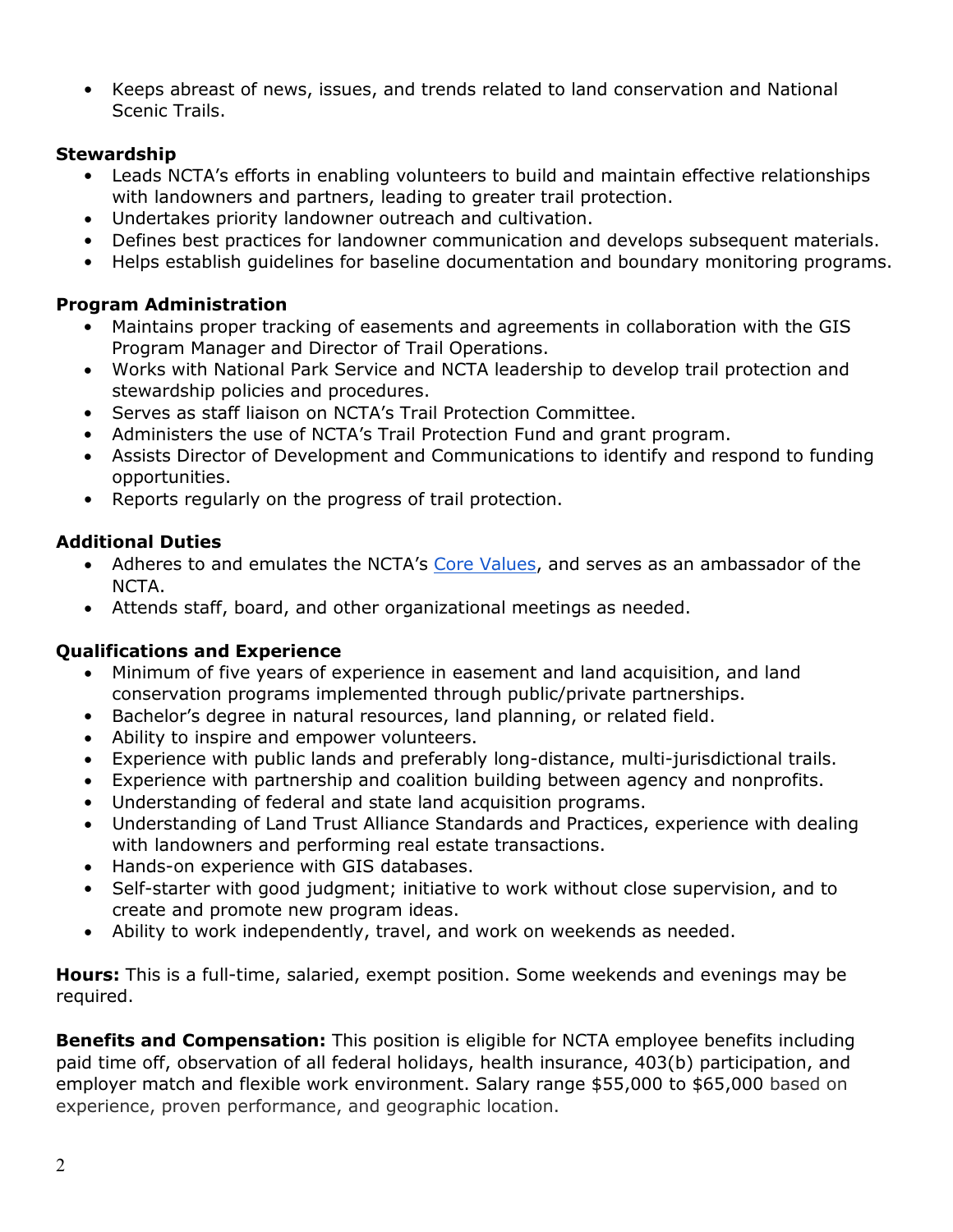- Keeps abreast of news, issues, and trends related to land conservation and National Scenic Trails.

**Stewardship**

- Leads NCTA's efforts in enabling volunteers to build and maintain effective relationships with landowners and partners, leading to greater trail protection.
- Undertakes priority landowner outreach and cultivation.
- Defines best practices for landowner communication and develops subsequent materials.
- Helps establish guidelines for baseline documentation and boundary monitoring programs.

**Program Administration**

- Maintains proper tracking of easements and agreements in collaboration with the GIS Program Manager and Director of Trail Operations.
- Works with National Park Service and NCTA leadership to develop trail protection and stewardship policies and procedures.
- Serves as staff liaison on NCTA's Trail Protection Committee.
- Administers the use of NCTA's Trail Protection Fund and grant program.
- Assists Director of Development and Communications to identify and respond to funding opportunities.
- Reports regularly on the progress of trail protection.

**Additional Duties**

- Adheres to and emulates the NCTA's Core Values, and serves as an ambassador of the NCTA.
- Attends staff, board, and other organizational meetings as needed.

**Qualifications and Experience**

- Minimum of five years of experience in easement and land acquisition, and land conservation programs implemented through public/private partnerships.
- Bachelor's degree in natural resources, land planning, or related field.
- Ability to inspire and empower volunteers.
- Experience with public lands and preferably long-distance, multi-jurisdictional trails.
- Experience with partnership and coalition building between agency and nonprofits.
- Understanding of federal and state land acquisition programs.
- Understanding of Land Trust Alliance Standards and Practices, experience with dealing with landowners and performing real estate transactions.
- Hands-on experience with GIS databases.
- Self-starter with good judgment; initiative to work without close supervision, and to create and promote new program ideas.
- Ability to work independently, travel, and work on weekends as needed.

**Hours:** This is a full-time, salaried, exempt position. Some weekends and evenings may be required.

**Benefits and Compensation:** This position is eligible for NCTA employee benefits including paid time off, observation of all federal holidays, health insurance, 403(b) participation, and employer match and flexible work environment. Salary range $55,000 to $65,000 based on experience, proven performance, and geographic location.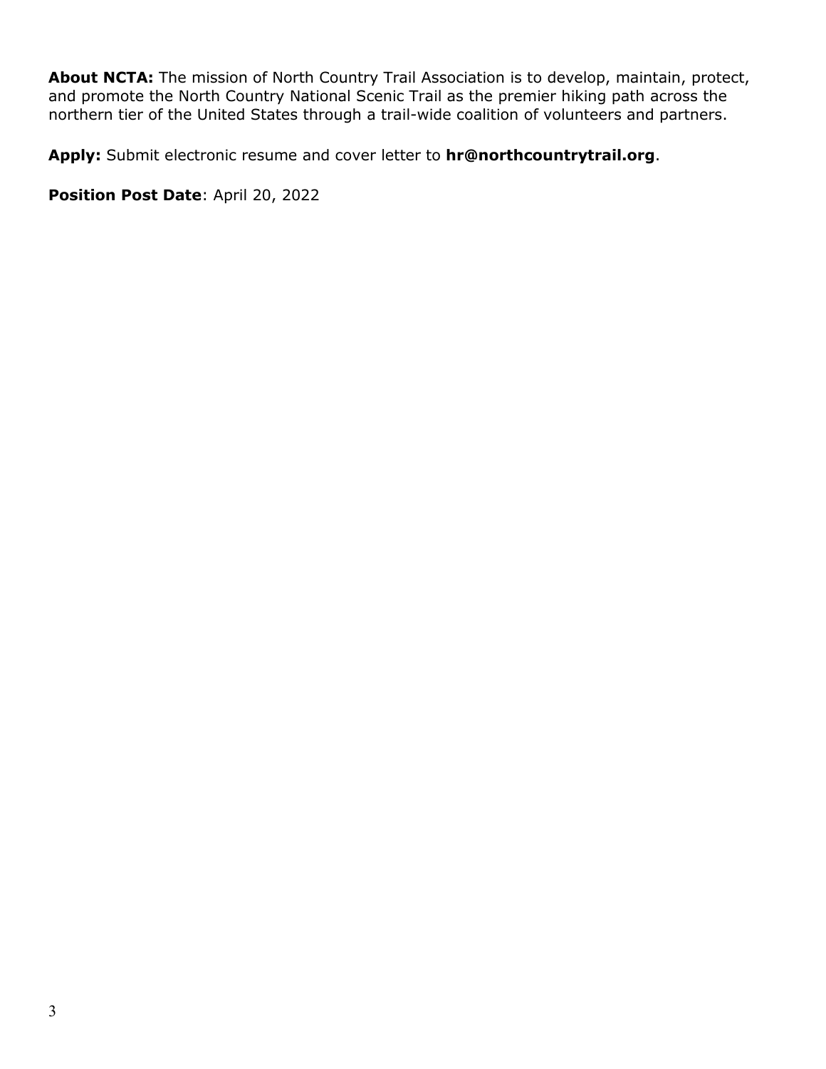**About NCTA:** The mission of North Country Trail Association is to develop, maintain, protect, and promote the North Country National Scenic Trail as the premier hiking path across the northern tier of the United States through a trail-wide coalition of volunteers and partners.

**Apply:** Submit electronic resume and cover letter to **hr@northcountrytrail.org**.

**Position Post Date**: April 20, 2022